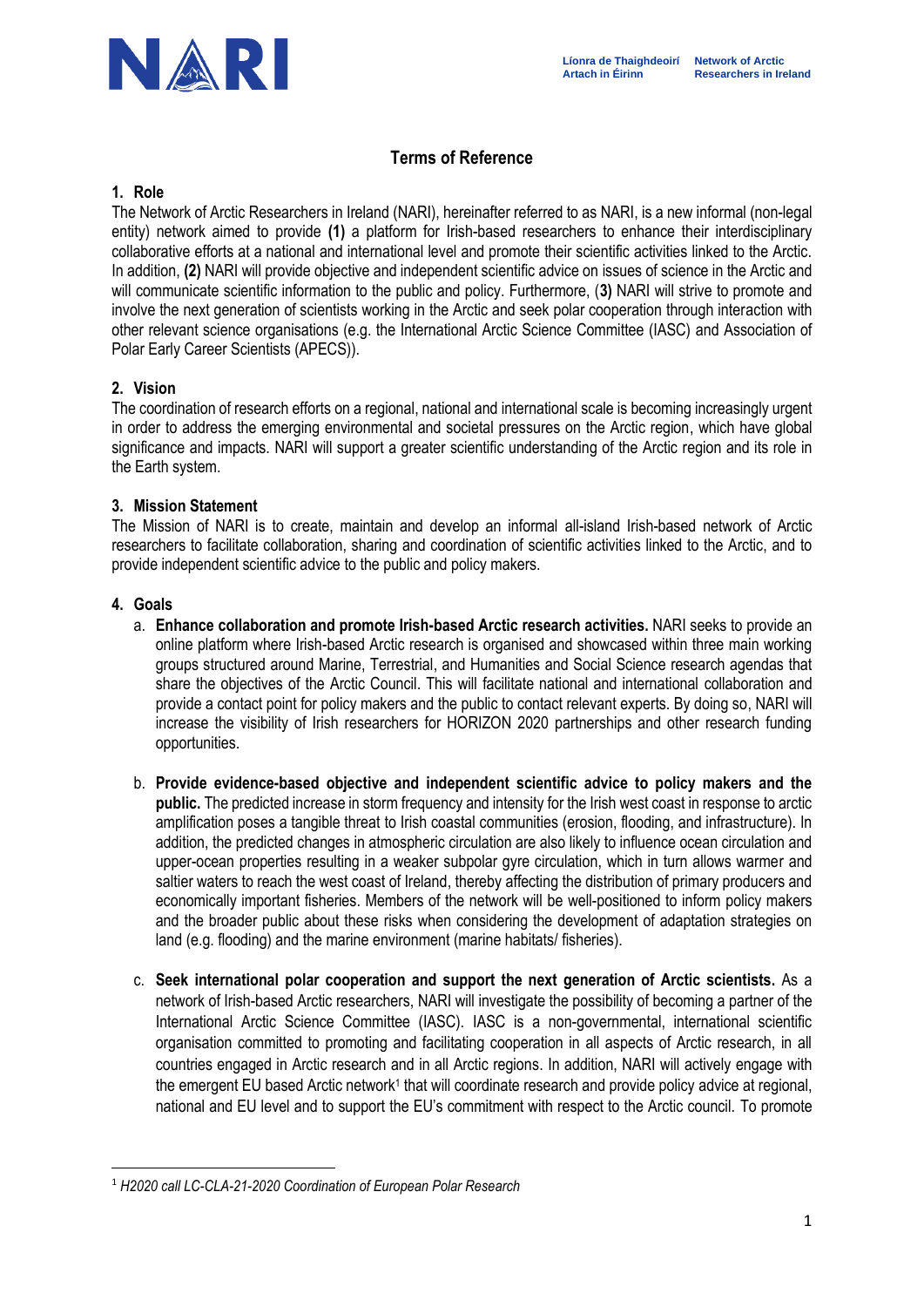Líonra de Thaighdeoirí Artach in Éirinn | Network of Arctic Researchers in Ireland

# Terms of Reference

## 1. Role

The Network of Arctic Researchers in Ireland (NARI), hereinafter referred to as NARI, is a new informal (non-legal entity) network aimed to provide **(1)** a platform for Irish-based researchers to enhance their interdisciplinary collaborative efforts at a national and international level and promote their scientific activities linked to the Arctic. In addition, **(2)** NARI will provide objective and independent scientific advice on issues of science in the Arctic and will communicate scientific information to the public and policy. Furthermore, (**3)** NARI will strive to promote and involve the next generation of scientists working in the Arctic and seek polar cooperation through interaction with other relevant science organisations (e.g. the International Arctic Science Committee (IASC) and Association of Polar Early Career Scientists (APECS)).

## 2. Vision

The coordination of research efforts on a regional, national and international scale is becoming increasingly urgent in order to address the emerging environmental and societal pressures on the Arctic region, which have global significance and impacts. NARI will support a greater scientific understanding of the Arctic region and its role in the Earth system.

## 3. Mission Statement

The Mission of NARI is to create, maintain and develop an informal all-island Irish-based network of Arctic researchers to facilitate collaboration, sharing and coordination of scientific activities linked to the Arctic, and to provide independent scientific advice to the public and policy makers.

## 4. Goals

a. **Enhance collaboration and promote Irish-based Arctic research activities.** NARI seeks to provide an online platform where Irish-based Arctic research is organised and showcased within three main working groups structured around Marine, Terrestrial, and Humanities and Social Science research agendas that share the objectives of the Arctic Council. This will facilitate national and international collaboration and provide a contact point for policy makers and the public to contact relevant experts. By doing so, NARI will increase the visibility of Irish researchers for HORIZON 2020 partnerships and other research funding opportunities.

b. **Provide evidence-based objective and independent scientific advice to policy makers and the public.** The predicted increase in storm frequency and intensity for the Irish west coast in response to arctic amplification poses a tangible threat to Irish coastal communities (erosion, flooding, and infrastructure). In addition, the predicted changes in atmospheric circulation are also likely to influence ocean circulation and upper-ocean properties resulting in a weaker subpolar gyre circulation, which in turn allows warmer and saltier waters to reach the west coast of Ireland, thereby affecting the distribution of primary producers and economically important fisheries. Members of the network will be well-positioned to inform policy makers and the broader public about these risks when considering the development of adaptation strategies on land (e.g. flooding) and the marine environment (marine habitats/ fisheries).

c. **Seek international polar cooperation and support the next generation of Arctic scientists.** As a network of Irish-based Arctic researchers, NARI will investigate the possibility of becoming a partner of the International Arctic Science Committee (IASC). IASC is a non-governmental, international scientific organisation committed to promoting and facilitating cooperation in all aspects of Arctic research, in all countries engaged in Arctic research and in all Arctic regions. In addition, NARI will actively engage with the emergent EU based Arctic network[1] that will coordinate research and provide policy advice at regional, national and EU level and to support the EU's commitment with respect to the Arctic council. To promote

---

[1] *H2020 call LC-CLA-21-2020 Coordination of European Polar Research*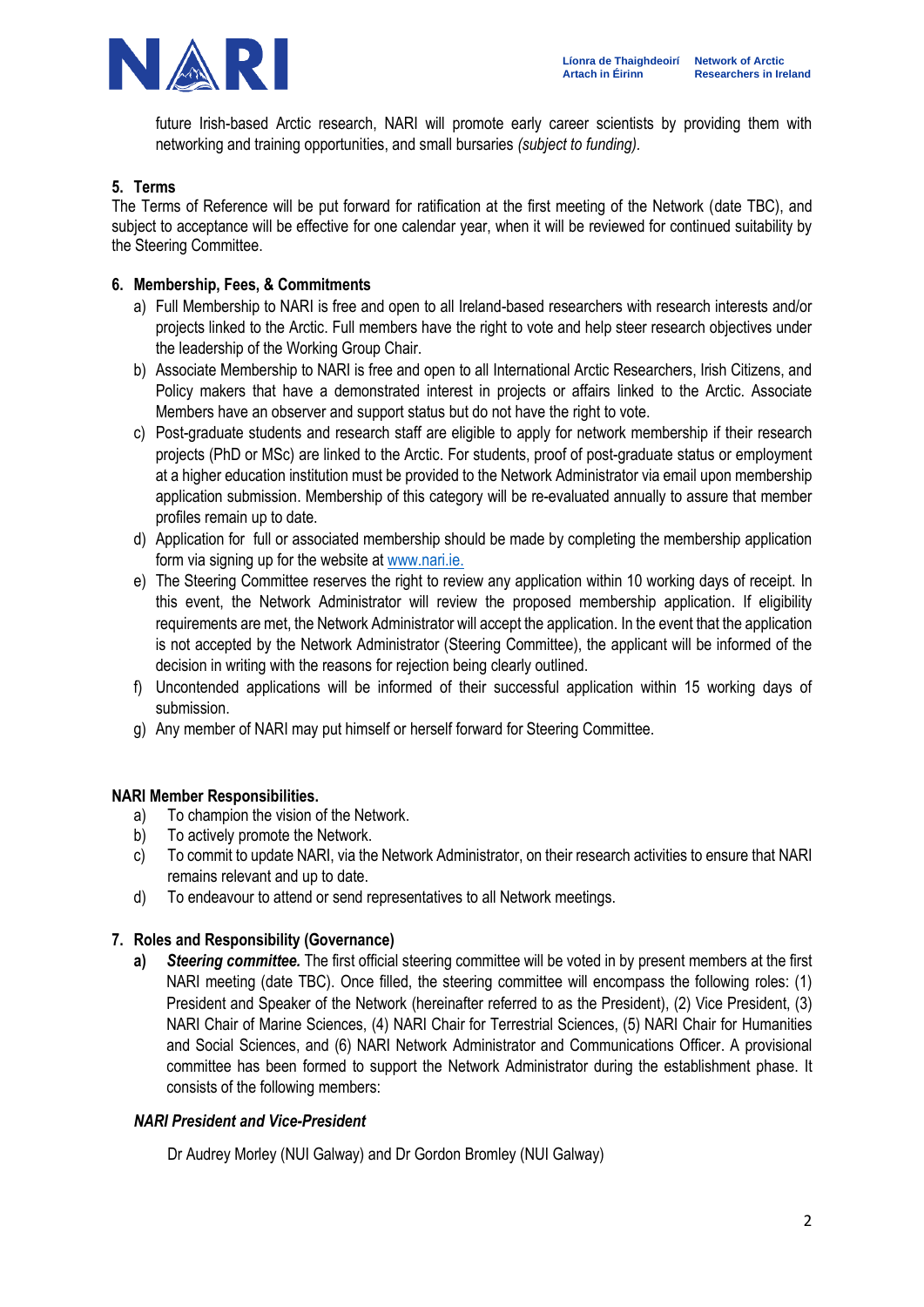future Irish-based Arctic research, NARI will promote early career scientists by providing them with networking and training opportunities, and small bursaries *(subject to funding).*

## 5. Terms

The Terms of Reference will be put forward for ratification at the first meeting of the Network (date TBC), and subject to acceptance will be effective for one calendar year, when it will be reviewed for continued suitability by the Steering Committee.

## 6. Membership, Fees, & Commitments

a) Full Membership to NARI is free and open to all Ireland-based researchers with research interests and/or projects linked to the Arctic. Full members have the right to vote and help steer research objectives under the leadership of the Working Group Chair.

b) Associate Membership to NARI is free and open to all International Arctic Researchers, Irish Citizens, and Policy makers that have a demonstrated interest in projects or affairs linked to the Arctic. Associate Members have an observer and support status but do not have the right to vote.

c) Post-graduate students and research staff are eligible to apply for network membership if their research projects (PhD or MSc) are linked to the Arctic. For students, proof of post-graduate status or employment at a higher education institution must be provided to the Network Administrator via email upon membership application submission. Membership of this category will be re-evaluated annually to assure that member profiles remain up to date.

d) Application for full or associated membership should be made by completing the membership application form via signing up for the website at www.nari.ie.

e) The Steering Committee reserves the right to review any application within 10 working days of receipt. In this event, the Network Administrator will review the proposed membership application. If eligibility requirements are met, the Network Administrator will accept the application. In the event that the application is not accepted by the Network Administrator (Steering Committee), the applicant will be informed of the decision in writing with the reasons for rejection being clearly outlined.

f) Uncontended applications will be informed of their successful application within 15 working days of submission.

g) Any member of NARI may put himself or herself forward for Steering Committee.

**NARI Member Responsibilities.**

a) To champion the vision of the Network.

b) To actively promote the Network.

c) To commit to update NARI, via the Network Administrator, on their research activities to ensure that NARI remains relevant and up to date.

d) To endeavour to attend or send representatives to all Network meetings.

## 7. Roles and Responsibility (Governance)

**a)** ***Steering committee.*** The first official steering committee will be voted in by present members at the first NARI meeting (date TBC). Once filled, the steering committee will encompass the following roles: (1) President and Speaker of the Network (hereinafter referred to as the President), (2) Vice President, (3) NARI Chair of Marine Sciences, (4) NARI Chair for Terrestrial Sciences, (5) NARI Chair for Humanities and Social Sciences, and (6) NARI Network Administrator and Communications Officer. A provisional committee has been formed to support the Network Administrator during the establishment phase. It consists of the following members:

***NARI President and Vice-President***

Dr Audrey Morley (NUI Galway) and Dr Gordon Bromley (NUI Galway)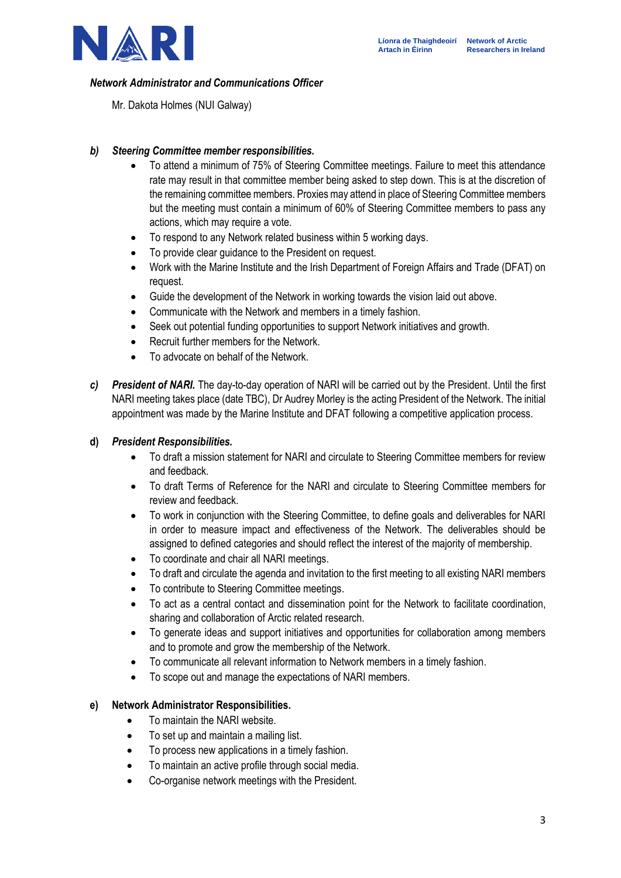***Network Administrator and Communications Officer***

Mr. Dakota Holmes (NUI Galway)

***b) Steering Committee member responsibilities.***

- To attend a minimum of 75% of Steering Committee meetings. Failure to meet this attendance rate may result in that committee member being asked to step down. This is at the discretion of the remaining committee members. Proxies may attend in place of Steering Committee members but the meeting must contain a minimum of 60% of Steering Committee members to pass any actions, which may require a vote.
- To respond to any Network related business within 5 working days.
- To provide clear guidance to the President on request.
- Work with the Marine Institute and the Irish Department of Foreign Affairs and Trade (DFAT) on request.
- Guide the development of the Network in working towards the vision laid out above.
- Communicate with the Network and members in a timely fashion.
- Seek out potential funding opportunities to support Network initiatives and growth.
- Recruit further members for the Network.
- To advocate on behalf of the Network.

***c) President of NARI.*** The day-to-day operation of NARI will be carried out by the President. Until the first NARI meeting takes place (date TBC), Dr Audrey Morley is the acting President of the Network. The initial appointment was made by the Marine Institute and DFAT following a competitive application process.

**d)** ***President Responsibilities.***

- To draft a mission statement for NARI and circulate to Steering Committee members for review and feedback.
- To draft Terms of Reference for the NARI and circulate to Steering Committee members for review and feedback.
- To work in conjunction with the Steering Committee, to define goals and deliverables for NARI in order to measure impact and effectiveness of the Network. The deliverables should be assigned to defined categories and should reflect the interest of the majority of membership.
- To coordinate and chair all NARI meetings.
- To draft and circulate the agenda and invitation to the first meeting to all existing NARI members
- To contribute to Steering Committee meetings.
- To act as a central contact and dissemination point for the Network to facilitate coordination, sharing and collaboration of Arctic related research.
- To generate ideas and support initiatives and opportunities for collaboration among members and to promote and grow the membership of the Network.
- To communicate all relevant information to Network members in a timely fashion.
- To scope out and manage the expectations of NARI members.

**e) Network Administrator Responsibilities.**

- To maintain the NARI website.
- To set up and maintain a mailing list.
- To process new applications in a timely fashion.
- To maintain an active profile through social media.
- Co-organise network meetings with the President.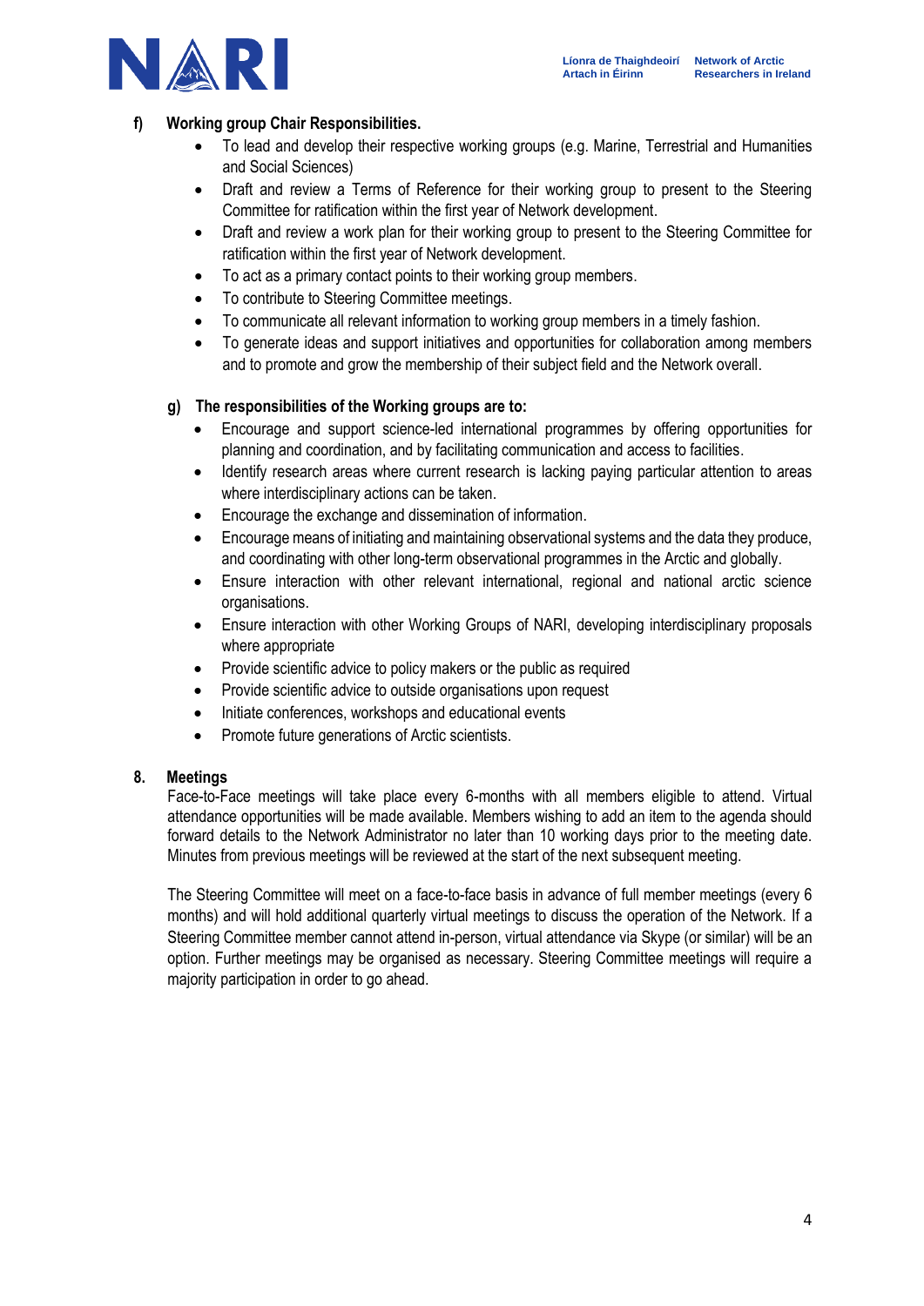**f) Working group Chair Responsibilities.**

- To lead and develop their respective working groups (e.g. Marine, Terrestrial and Humanities and Social Sciences)
- Draft and review a Terms of Reference for their working group to present to the Steering Committee for ratification within the first year of Network development.
- Draft and review a work plan for their working group to present to the Steering Committee for ratification within the first year of Network development.
- To act as a primary contact points to their working group members.
- To contribute to Steering Committee meetings.
- To communicate all relevant information to working group members in a timely fashion.
- To generate ideas and support initiatives and opportunities for collaboration among members and to promote and grow the membership of their subject field and the Network overall.

**g) The responsibilities of the Working groups are to:**

- Encourage and support science-led international programmes by offering opportunities for planning and coordination, and by facilitating communication and access to facilities.
- Identify research areas where current research is lacking paying particular attention to areas where interdisciplinary actions can be taken.
- Encourage the exchange and dissemination of information.
- Encourage means of initiating and maintaining observational systems and the data they produce, and coordinating with other long-term observational programmes in the Arctic and globally.
- Ensure interaction with other relevant international, regional and national arctic science organisations.
- Ensure interaction with other Working Groups of NARI, developing interdisciplinary proposals where appropriate
- Provide scientific advice to policy makers or the public as required
- Provide scientific advice to outside organisations upon request
- Initiate conferences, workshops and educational events
- Promote future generations of Arctic scientists.

## 8. Meetings

Face-to-Face meetings will take place every 6-months with all members eligible to attend. Virtual attendance opportunities will be made available. Members wishing to add an item to the agenda should forward details to the Network Administrator no later than 10 working days prior to the meeting date. Minutes from previous meetings will be reviewed at the start of the next subsequent meeting.

The Steering Committee will meet on a face-to-face basis in advance of full member meetings (every 6 months) and will hold additional quarterly virtual meetings to discuss the operation of the Network. If a Steering Committee member cannot attend in-person, virtual attendance via Skype (or similar) will be an option. Further meetings may be organised as necessary. Steering Committee meetings will require a majority participation in order to go ahead.